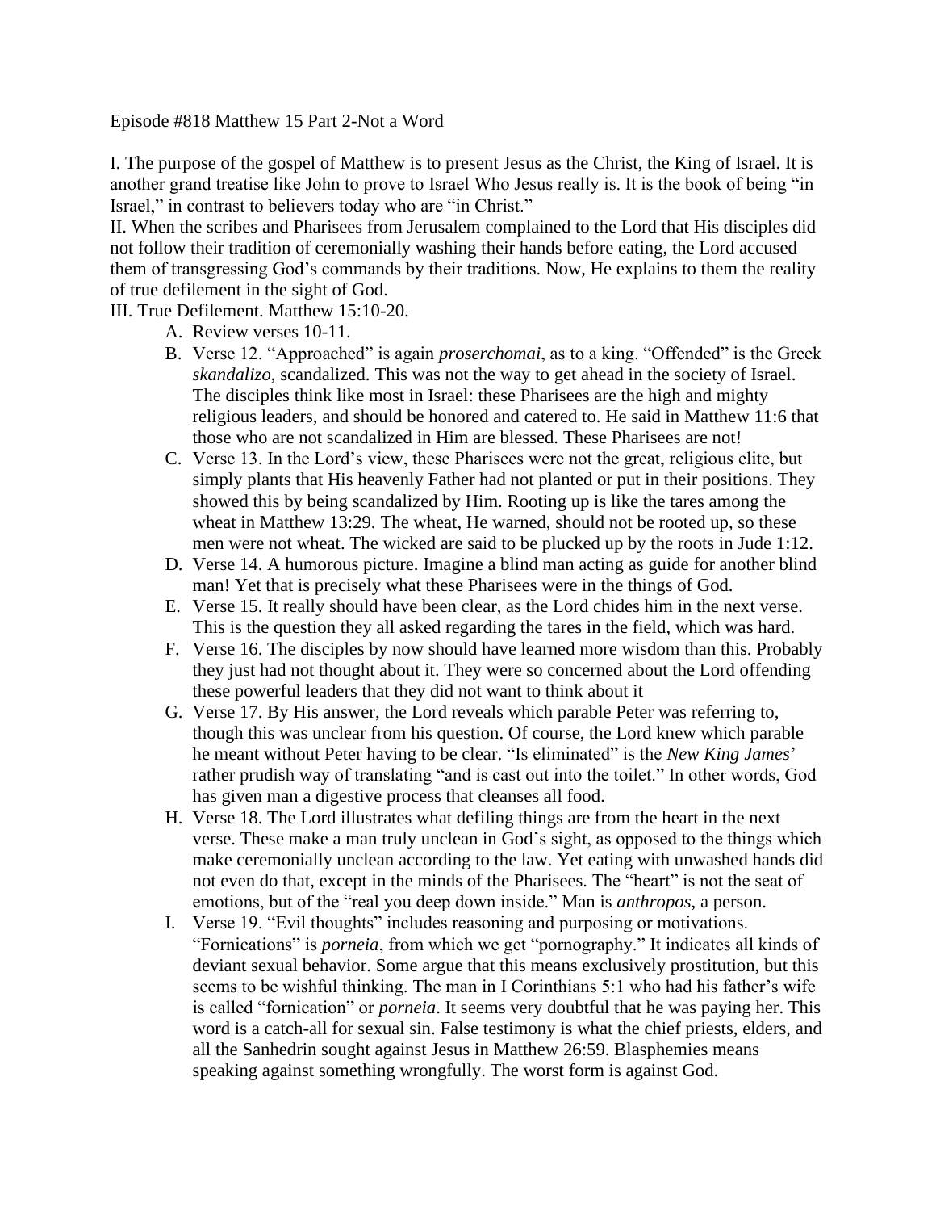Episode #818 Matthew 15 Part 2-Not a Word

I. The purpose of the gospel of Matthew is to present Jesus as the Christ, the King of Israel. It is another grand treatise like John to prove to Israel Who Jesus really is. It is the book of being "in Israel," in contrast to believers today who are "in Christ."

II. When the scribes and Pharisees from Jerusalem complained to the Lord that His disciples did not follow their tradition of ceremonially washing their hands before eating, the Lord accused them of transgressing God's commands by their traditions. Now, He explains to them the reality of true defilement in the sight of God.

III. True Defilement. Matthew 15:10-20.

A. Review verses 10-11.

B. Verse 12. "Approached" is again *proserchomai*, as to a king. "Offended" is the Greek *skandalizo*, scandalized. This was not the way to get ahead in the society of Israel. The disciples think like most in Israel: these Pharisees are the high and mighty religious leaders, and should be honored and catered to. He said in Matthew 11:6 that those who are not scandalized in Him are blessed. These Pharisees are not!

C. Verse 13. In the Lord's view, these Pharisees were not the great, religious elite, but simply plants that His heavenly Father had not planted or put in their positions. They showed this by being scandalized by Him. Rooting up is like the tares among the wheat in Matthew 13:29. The wheat, He warned, should not be rooted up, so these men were not wheat. The wicked are said to be plucked up by the roots in Jude 1:12.

D. Verse 14. A humorous picture. Imagine a blind man acting as guide for another blind man! Yet that is precisely what these Pharisees were in the things of God.

E. Verse 15. It really should have been clear, as the Lord chides him in the next verse. This is the question they all asked regarding the tares in the field, which was hard.

F. Verse 16. The disciples by now should have learned more wisdom than this. Probably they just had not thought about it. They were so concerned about the Lord offending these powerful leaders that they did not want to think about it

G. Verse 17. By His answer, the Lord reveals which parable Peter was referring to, though this was unclear from his question. Of course, the Lord knew which parable he meant without Peter having to be clear. "Is eliminated" is the *New King James*' rather prudish way of translating "and is cast out into the toilet." In other words, God has given man a digestive process that cleanses all food.

H. Verse 18. The Lord illustrates what defiling things are from the heart in the next verse. These make a man truly unclean in God's sight, as opposed to the things which make ceremonially unclean according to the law. Yet eating with unwashed hands did not even do that, except in the minds of the Pharisees. The "heart" is not the seat of emotions, but of the "real you deep down inside." Man is *anthropos*, a person.

I. Verse 19. "Evil thoughts" includes reasoning and purposing or motivations. "Fornications" is *porneia*, from which we get "pornography." It indicates all kinds of deviant sexual behavior. Some argue that this means exclusively prostitution, but this seems to be wishful thinking. The man in I Corinthians 5:1 who had his father's wife is called "fornication" or *porneia*. It seems very doubtful that he was paying her. This word is a catch-all for sexual sin. False testimony is what the chief priests, elders, and all the Sanhedrin sought against Jesus in Matthew 26:59. Blasphemies means speaking against something wrongfully. The worst form is against God.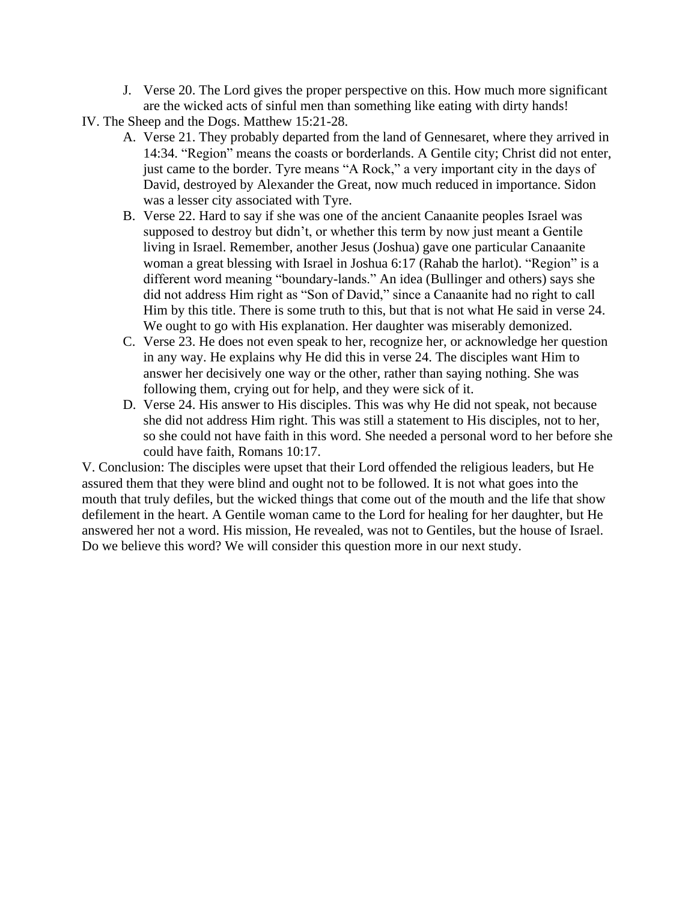J. Verse 20. The Lord gives the proper perspective on this. How much more significant are the wicked acts of sinful men than something like eating with dirty hands!

IV. The Sheep and the Dogs. Matthew 15:21-28.

A. Verse 21. They probably departed from the land of Gennesaret, where they arrived in 14:34. “Region” means the coasts or borderlands. A Gentile city; Christ did not enter, just came to the border. Tyre means “A Rock,” a very important city in the days of David, destroyed by Alexander the Great, now much reduced in importance. Sidon was a lesser city associated with Tyre.

B. Verse 22. Hard to say if she was one of the ancient Canaanite peoples Israel was supposed to destroy but didn’t, or whether this term by now just meant a Gentile living in Israel. Remember, another Jesus (Joshua) gave one particular Canaanite woman a great blessing with Israel in Joshua 6:17 (Rahab the harlot). “Region” is a different word meaning “boundary-lands.” An idea (Bullinger and others) says she did not address Him right as “Son of David,” since a Canaanite had no right to call Him by this title. There is some truth to this, but that is not what He said in verse 24. We ought to go with His explanation. Her daughter was miserably demonized.

C. Verse 23. He does not even speak to her, recognize her, or acknowledge her question in any way. He explains why He did this in verse 24. The disciples want Him to answer her decisively one way or the other, rather than saying nothing. She was following them, crying out for help, and they were sick of it.

D. Verse 24. His answer to His disciples. This was why He did not speak, not because she did not address Him right. This was still a statement to His disciples, not to her, so she could not have faith in this word. She needed a personal word to her before she could have faith, Romans 10:17.

V. Conclusion: The disciples were upset that their Lord offended the religious leaders, but He assured them that they were blind and ought not to be followed. It is not what goes into the mouth that truly defiles, but the wicked things that come out of the mouth and the life that show defilement in the heart. A Gentile woman came to the Lord for healing for her daughter, but He answered her not a word. His mission, He revealed, was not to Gentiles, but the house of Israel. Do we believe this word? We will consider this question more in our next study.